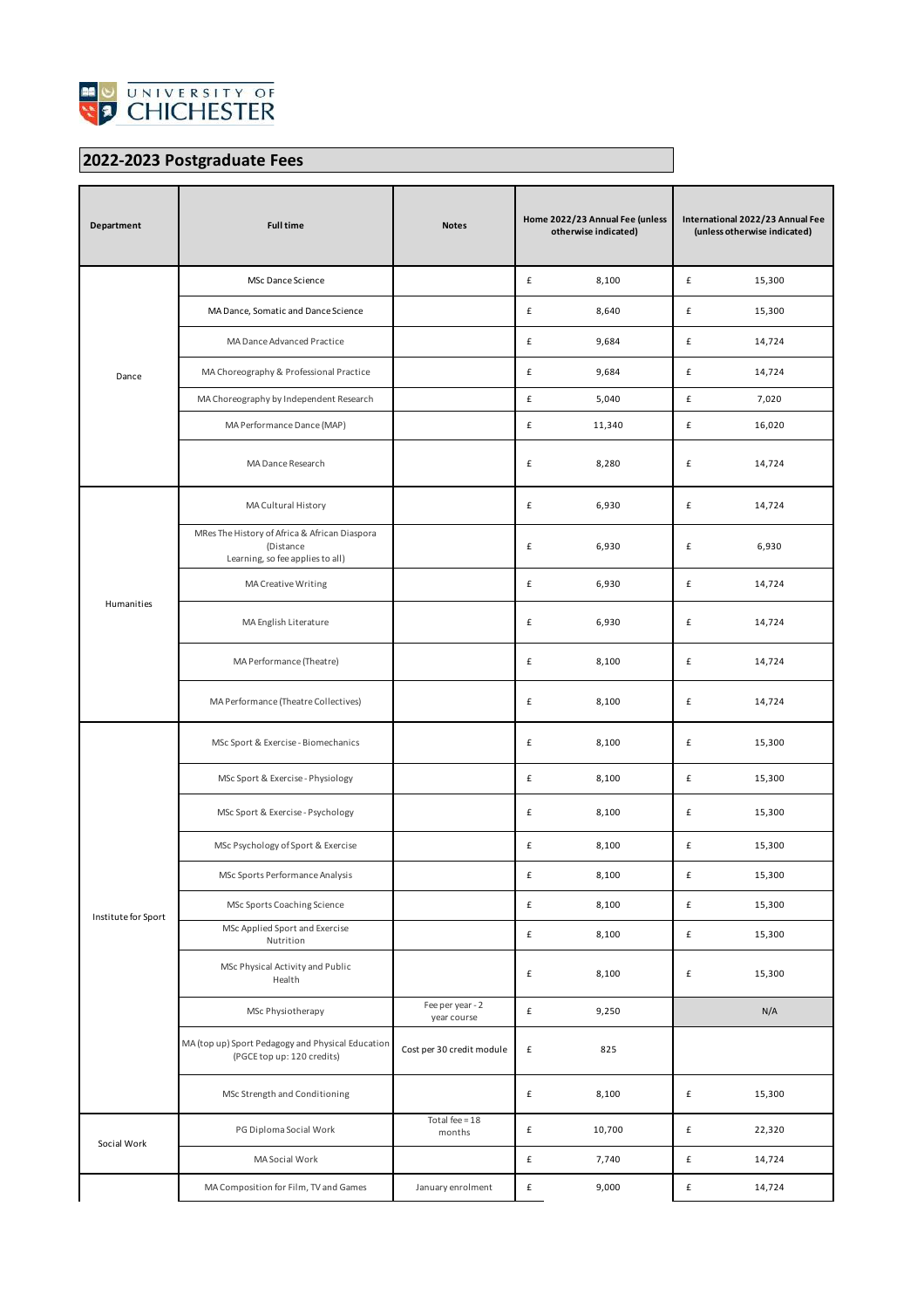UNIVERSITY OF CHICHESTER

## 2022-2023 Postgraduate Fees

| Department | Full time | Notes | Home 2022/23 Annual Fee (unless otherwise indicated) | International 2022/23 Annual Fee (unless otherwise indicated) |
|---|---|---|---|---|
| Dance | MSc Dance Science | | £ 8,100 | £ 15,300 |
| | MA Dance, Somatic and Dance Science | | £ 8,640 | £ 15,300 |
| | MA Dance Advanced Practice | | £ 9,684 | £ 14,724 |
| | MA Choreography & Professional Practice | | £ 9,684 | £ 14,724 |
| | MA Choreography by Independent Research | | £ 5,040 | £ 7,020 |
| | MA Performance Dance (MAP) | | £ 11,340 | £ 16,020 |
| | MA Dance Research | | £ 8,280 | £ 14,724 |
| Humanities | MA Cultural History | | £ 6,930 | £ 14,724 |
| | MRes The History of Africa & African Diaspora (Distance Learning, so fee applies to all) | | £ 6,930 | £ 6,930 |
| | MA Creative Writing | | £ 6,930 | £ 14,724 |
| | MA English Literature | | £ 6,930 | £ 14,724 |
| | MA Performance (Theatre) | | £ 8,100 | £ 14,724 |
| | MA Performance (Theatre Collectives) | | £ 8,100 | £ 14,724 |
| Institute for Sport | MSc Sport & Exercise - Biomechanics | | £ 8,100 | £ 15,300 |
| | MSc Sport & Exercise - Physiology | | £ 8,100 | £ 15,300 |
| | MSc Sport & Exercise - Psychology | | £ 8,100 | £ 15,300 |
| | MSc Psychology of Sport & Exercise | | £ 8,100 | £ 15,300 |
| | MSc Sports Performance Analysis | | £ 8,100 | £ 15,300 |
| | MSc Sports Coaching Science | | £ 8,100 | £ 15,300 |
| | MSc Applied Sport and Exercise Nutrition | | £ 8,100 | £ 15,300 |
| | MSc Physical Activity and Public Health | | £ 8,100 | £ 15,300 |
| | MSc Physiotherapy | Fee per year - 2 year course | £ 9,250 | N/A |
| | MA (top up) Sport Pedagogy and Physical Education (PGCE top up: 120 credits) | Cost per 30 credit module | £ 825 | |
| | MSc Strength and Conditioning | | £ 8,100 | £ 15,300 |
| Social Work | PG Diploma Social Work | Total fee = 18 months | £ 10,700 | £ 22,320 |
| | MA Social Work | | £ 7,740 | £ 14,724 |
| | MA Composition for Film, TV and Games | January enrolment | £ 9,000 | £ 14,724 |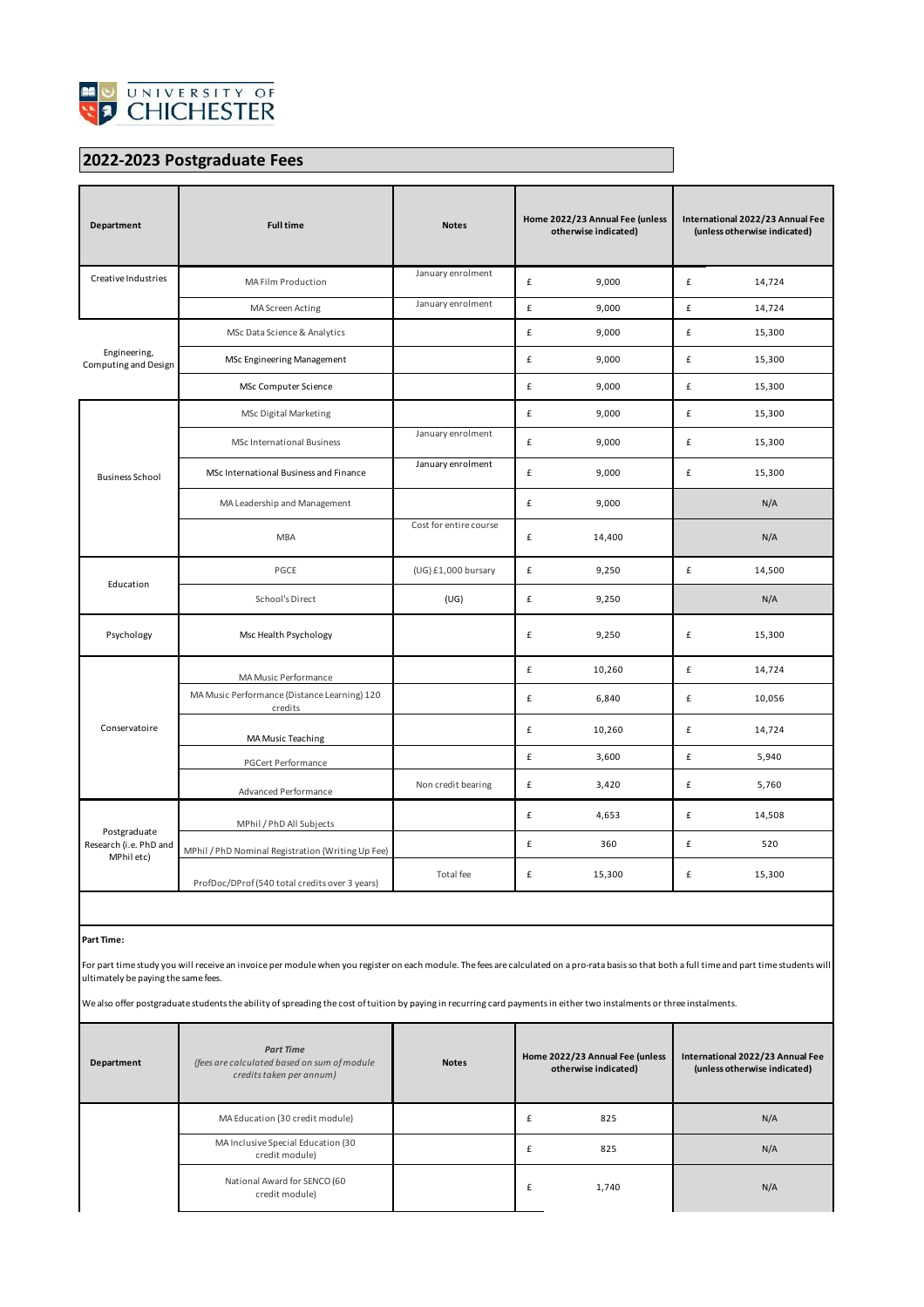UNIVERSITY OF CHICHESTER

## 2022-2023 Postgraduate Fees

| Department | Full time | Notes | Home 2022/23 Annual Fee (unless otherwise indicated) | International 2022/23 Annual Fee (unless otherwise indicated) |
|---|---|---|---|---|
| Creative Industries | MA Film Production | January enrolment | £ 9,000 | £ 14,724 |
| | MA Screen Acting | January enrolment | £ 9,000 | £ 14,724 |
| Engineering, Computing and Design | MSc Data Science & Analytics | | £ 9,000 | £ 15,300 |
| | MSc Engineering Management | | £ 9,000 | £ 15,300 |
| | MSc Computer Science | | £ 9,000 | £ 15,300 |
| Business School | MSc Digital Marketing | | £ 9,000 | £ 15,300 |
| | MSc International Business | January enrolment | £ 9,000 | £ 15,300 |
| | MSc International Business and Finance | January enrolment | £ 9,000 | £ 15,300 |
| | MA Leadership and Management | | £ 9,000 | N/A |
| | MBA | Cost for entire course | £ 14,400 | N/A |
| Education | PGCE | (UG) £1,000 bursary | £ 9,250 | £ 14,500 |
| | School's Direct | (UG) | £ 9,250 | N/A |
| Psychology | Msc Health Psychology | | £ 9,250 | £ 15,300 |
| Conservatoire | MA Music Performance | | £ 10,260 | £ 14,724 |
| | MA Music Performance (Distance Learning) 120 credits | | £ 6,840 | £ 10,056 |
| | MA Music Teaching | | £ 10,260 | £ 14,724 |
| | PGCert Performance | | £ 3,600 | £ 5,940 |
| | Advanced Performance | Non credit bearing | £ 3,420 | £ 5,760 |
| Postgraduate Research (i.e. PhD and MPhil etc) | MPhil / PhD All Subjects | | £ 4,653 | £ 14,508 |
| | MPhil / PhD Nominal Registration (Writing Up Fee) | | £ 360 | £ 520 |
| | ProfDoc/DProf (540 total credits over 3 years) | Total fee | £ 15,300 | £ 15,300 |

**Part Time:**

For part time study you will receive an invoice per module when you register on each module. The fees are calculated on a pro-rata basis so that both a full time and part time students will ultimately be paying the same fees.

We also offer postgraduate students the ability of spreading the cost of tuition by paying in recurring card payments in either two instalments or three instalments.

| Department | ***Part Time*** *(fees are calculated based on sum of module credits taken per annum)* | Notes | Home 2022/23 Annual Fee (unless otherwise indicated) | International 2022/23 Annual Fee (unless otherwise indicated) |
|---|---|---|---|---|
| | MA Education (30 credit module) | | £ 825 | N/A |
| | MA Inclusive Special Education (30 credit module) | | £ 825 | N/A |
| | National Award for SENCO (60 credit module) | | £ 1,740 | N/A |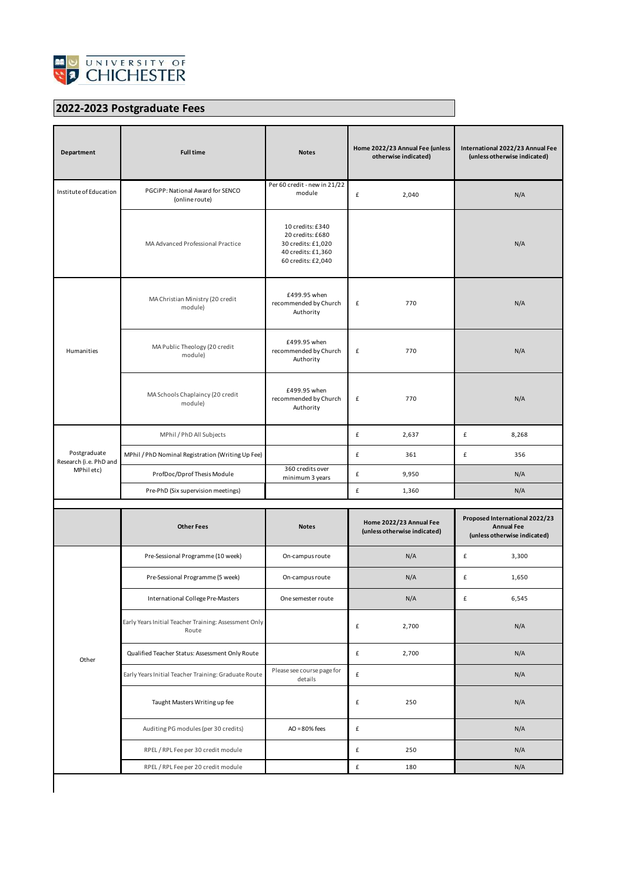## 2022-2023 Postgraduate Fees

| Department | Full time | Notes | Home 2022/23 Annual Fee (unless otherwise indicated) | International 2022/23 Annual Fee (unless otherwise indicated) |
|---|---|---|---|---|
| Institute of Education | PGCiPP: National Award for SENCO (online route) | Per 60 credit - new in 21/22 module | £ 2,040 | N/A |
| | MA Advanced Professional Practice | 10 credits: £340<br>20 credits: £680<br>30 credits: £1,020<br>40 credits: £1,360<br>60 credits: £2,040 | | N/A |
| Humanities | MA Christian Ministry (20 credit module) | £499.95 when recommended by Church Authority | £ 770 | N/A |
| | MA Public Theology (20 credit module) | £499.95 when recommended by Church Authority | £ 770 | N/A |
| | MA Schools Chaplaincy (20 credit module) | £499.95 when recommended by Church Authority | £ 770 | N/A |
| Postgraduate Research (i.e. PhD and MPhil etc) | MPhil / PhD All Subjects | | £ 2,637 | £ 8,268 |
| | MPhil / PhD Nominal Registration (Writing Up Fee) | | £ 361 | £ 356 |
| | ProfDoc/Dprof Thesis Module | 360 credits over minimum 3 years | £ 9,950 | N/A |
| | Pre-PhD (Six supervision meetings) | | £ 1,360 | N/A |
| | **Other Fees** | **Notes** | **Home 2022/23 Annual Fee (unless otherwise indicated)** | **Proposed International 2022/23 Annual Fee (unless otherwise indicated)** |
| Other | Pre-Sessional Programme (10 week) | On-campus route | N/A | £ 3,300 |
| | Pre-Sessional Programme (5 week) | On-campus route | N/A | £ 1,650 |
| | International College Pre-Masters | One semester route | N/A | £ 6,545 |
| | Early Years Initial Teacher Training: Assessment Only Route | | £ 2,700 | N/A |
| | Qualified Teacher Status: Assessment Only Route | | £ 2,700 | N/A |
| | Early Years Initial Teacher Training: Graduate Route | Please see course page for details | £ | N/A |
| | Taught Masters Writing up fee | | £ 250 | N/A |
| | Auditing PG modules (per 30 credits) | AO = 80% fees | £ | N/A |
| | RPEL / RPL Fee per 30 credit module | | £ 250 | N/A |
| | RPEL / RPL Fee per 20 credit module | | £ 180 | N/A |